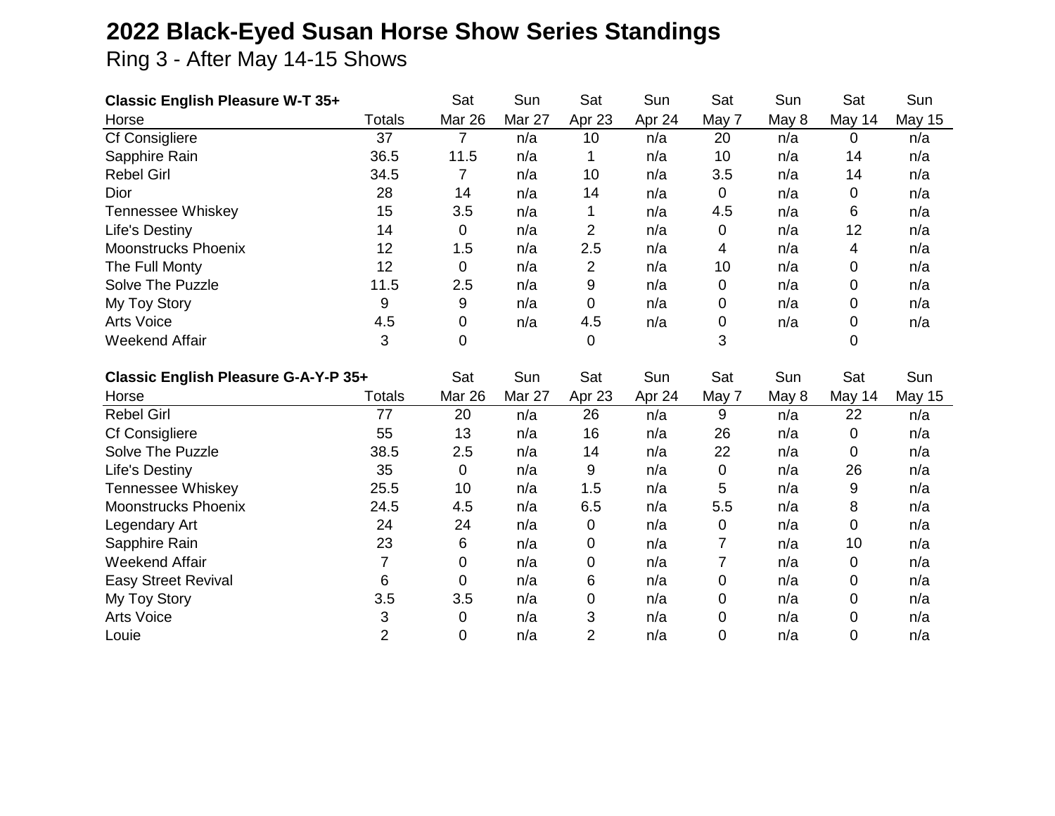# 2022 Black-Eyed Susan Horse Show Series Standings

Ring 3 - After May 14-15 Shows

| Classic English Pleasure W-T 35+ | | Sat | Sun | Sat | Sun | Sat | Sun | Sat | Sun |
|---|---|---|---|---|---|---|---|---|---|
| Horse | Totals | Mar 26 | Mar 27 | Apr 23 | Apr 24 | May 7 | May 8 | May 14 | May 15 |
| Cf Consigliere | 37 | 7 | n/a | 10 | n/a | 20 | n/a | 0 | n/a |
| Sapphire Rain | 36.5 | 11.5 | n/a | 1 | n/a | 10 | n/a | 14 | n/a |
| Rebel Girl | 34.5 | 7 | n/a | 10 | n/a | 3.5 | n/a | 14 | n/a |
| Dior | 28 | 14 | n/a | 14 | n/a | 0 | n/a | 0 | n/a |
| Tennessee Whiskey | 15 | 3.5 | n/a | 1 | n/a | 4.5 | n/a | 6 | n/a |
| Life's Destiny | 14 | 0 | n/a | 2 | n/a | 0 | n/a | 12 | n/a |
| Moonstrucks Phoenix | 12 | 1.5 | n/a | 2.5 | n/a | 4 | n/a | 4 | n/a |
| The Full Monty | 12 | 0 | n/a | 2 | n/a | 10 | n/a | 0 | n/a |
| Solve The Puzzle | 11.5 | 2.5 | n/a | 9 | n/a | 0 | n/a | 0 | n/a |
| My Toy Story | 9 | 9 | n/a | 0 | n/a | 0 | n/a | 0 | n/a |
| Arts Voice | 4.5 | 0 | n/a | 4.5 | n/a | 0 | n/a | 0 | n/a |
| Weekend Affair | 3 | 0 | | 0 | | 3 | | 0 | |

| Classic English Pleasure G-A-Y-P 35+ | | Sat | Sun | Sat | Sun | Sat | Sun | Sat | Sun |
|---|---|---|---|---|---|---|---|---|---|
| Horse | Totals | Mar 26 | Mar 27 | Apr 23 | Apr 24 | May 7 | May 8 | May 14 | May 15 |
| Rebel Girl | 77 | 20 | n/a | 26 | n/a | 9 | n/a | 22 | n/a |
| Cf Consigliere | 55 | 13 | n/a | 16 | n/a | 26 | n/a | 0 | n/a |
| Solve The Puzzle | 38.5 | 2.5 | n/a | 14 | n/a | 22 | n/a | 0 | n/a |
| Life's Destiny | 35 | 0 | n/a | 9 | n/a | 0 | n/a | 26 | n/a |
| Tennessee Whiskey | 25.5 | 10 | n/a | 1.5 | n/a | 5 | n/a | 9 | n/a |
| Moonstrucks Phoenix | 24.5 | 4.5 | n/a | 6.5 | n/a | 5.5 | n/a | 8 | n/a |
| Legendary Art | 24 | 24 | n/a | 0 | n/a | 0 | n/a | 0 | n/a |
| Sapphire Rain | 23 | 6 | n/a | 0 | n/a | 7 | n/a | 10 | n/a |
| Weekend Affair | 7 | 0 | n/a | 0 | n/a | 7 | n/a | 0 | n/a |
| Easy Street Revival | 6 | 0 | n/a | 6 | n/a | 0 | n/a | 0 | n/a |
| My Toy Story | 3.5 | 3.5 | n/a | 0 | n/a | 0 | n/a | 0 | n/a |
| Arts Voice | 3 | 0 | n/a | 3 | n/a | 0 | n/a | 0 | n/a |
| Louie | 2 | 0 | n/a | 2 | n/a | 0 | n/a | 0 | n/a |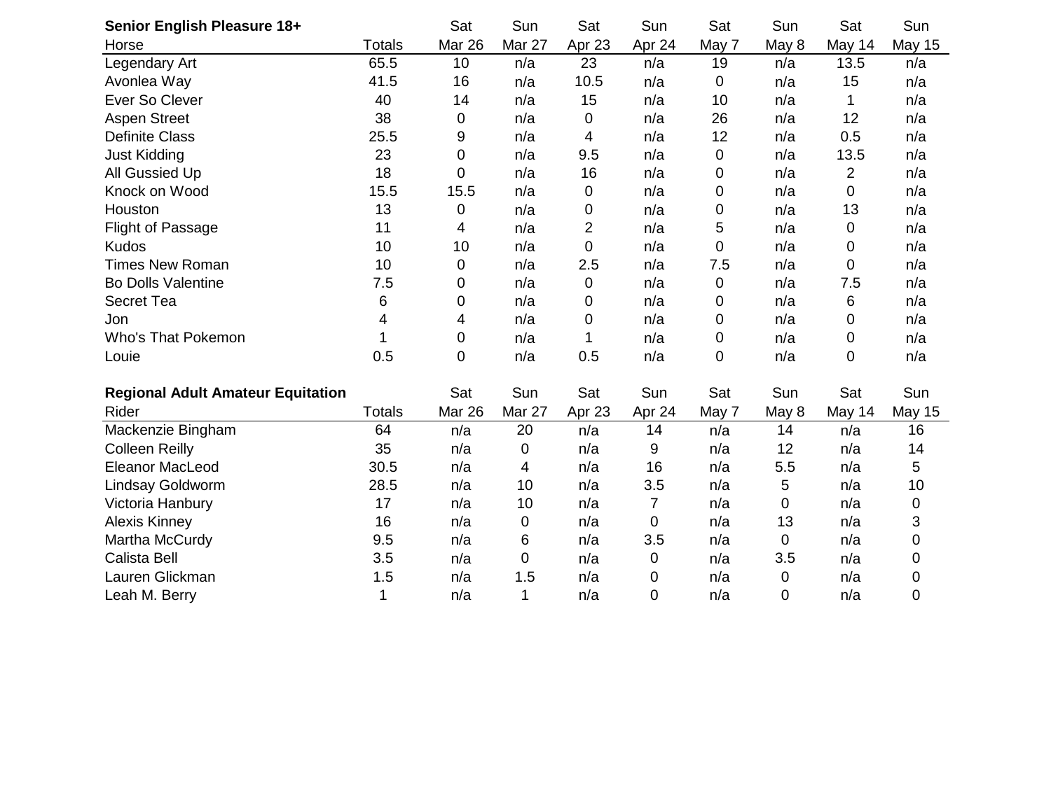| **Senior English Pleasure 18+** | | Sat | Sun | Sat | Sun | Sat | Sun | Sat | Sun |
|---|---|---|---|---|---|---|---|---|---|
| Horse | Totals | Mar 26 | Mar 27 | Apr 23 | Apr 24 | May 7 | May 8 | May 14 | May 15 |
| Legendary Art | 65.5 | 10 | n/a | 23 | n/a | 19 | n/a | 13.5 | n/a |
| Avonlea Way | 41.5 | 16 | n/a | 10.5 | n/a | 0 | n/a | 15 | n/a |
| Ever So Clever | 40 | 14 | n/a | 15 | n/a | 10 | n/a | 1 | n/a |
| Aspen Street | 38 | 0 | n/a | 0 | n/a | 26 | n/a | 12 | n/a |
| Definite Class | 25.5 | 9 | n/a | 4 | n/a | 12 | n/a | 0.5 | n/a |
| Just Kidding | 23 | 0 | n/a | 9.5 | n/a | 0 | n/a | 13.5 | n/a |
| All Gussied Up | 18 | 0 | n/a | 16 | n/a | 0 | n/a | 2 | n/a |
| Knock on Wood | 15.5 | 15.5 | n/a | 0 | n/a | 0 | n/a | 0 | n/a |
| Houston | 13 | 0 | n/a | 0 | n/a | 0 | n/a | 13 | n/a |
| Flight of Passage | 11 | 4 | n/a | 2 | n/a | 5 | n/a | 0 | n/a |
| Kudos | 10 | 10 | n/a | 0 | n/a | 0 | n/a | 0 | n/a |
| Times New Roman | 10 | 0 | n/a | 2.5 | n/a | 7.5 | n/a | 0 | n/a |
| Bo Dolls Valentine | 7.5 | 0 | n/a | 0 | n/a | 0 | n/a | 7.5 | n/a |
| Secret Tea | 6 | 0 | n/a | 0 | n/a | 0 | n/a | 6 | n/a |
| Jon | 4 | 4 | n/a | 0 | n/a | 0 | n/a | 0 | n/a |
| Who's That Pokemon | 1 | 0 | n/a | 1 | n/a | 0 | n/a | 0 | n/a |
| Louie | 0.5 | 0 | n/a | 0.5 | n/a | 0 | n/a | 0 | n/a |

| **Regional Adult Amateur Equitation** | | Sat | Sun | Sat | Sun | Sat | Sun | Sat | Sun |
|---|---|---|---|---|---|---|---|---|---|
| Rider | Totals | Mar 26 | Mar 27 | Apr 23 | Apr 24 | May 7 | May 8 | May 14 | May 15 |
| Mackenzie Bingham | 64 | n/a | 20 | n/a | 14 | n/a | 14 | n/a | 16 |
| Colleen Reilly | 35 | n/a | 0 | n/a | 9 | n/a | 12 | n/a | 14 |
| Eleanor MacLeod | 30.5 | n/a | 4 | n/a | 16 | n/a | 5.5 | n/a | 5 |
| Lindsay Goldworm | 28.5 | n/a | 10 | n/a | 3.5 | n/a | 5 | n/a | 10 |
| Victoria Hanbury | 17 | n/a | 10 | n/a | 7 | n/a | 0 | n/a | 0 |
| Alexis Kinney | 16 | n/a | 0 | n/a | 0 | n/a | 13 | n/a | 3 |
| Martha McCurdy | 9.5 | n/a | 6 | n/a | 3.5 | n/a | 0 | n/a | 0 |
| Calista Bell | 3.5 | n/a | 0 | n/a | 0 | n/a | 3.5 | n/a | 0 |
| Lauren Glickman | 1.5 | n/a | 1.5 | n/a | 0 | n/a | 0 | n/a | 0 |
| Leah M. Berry | 1 | n/a | 1 | n/a | 0 | n/a | 0 | n/a | 0 |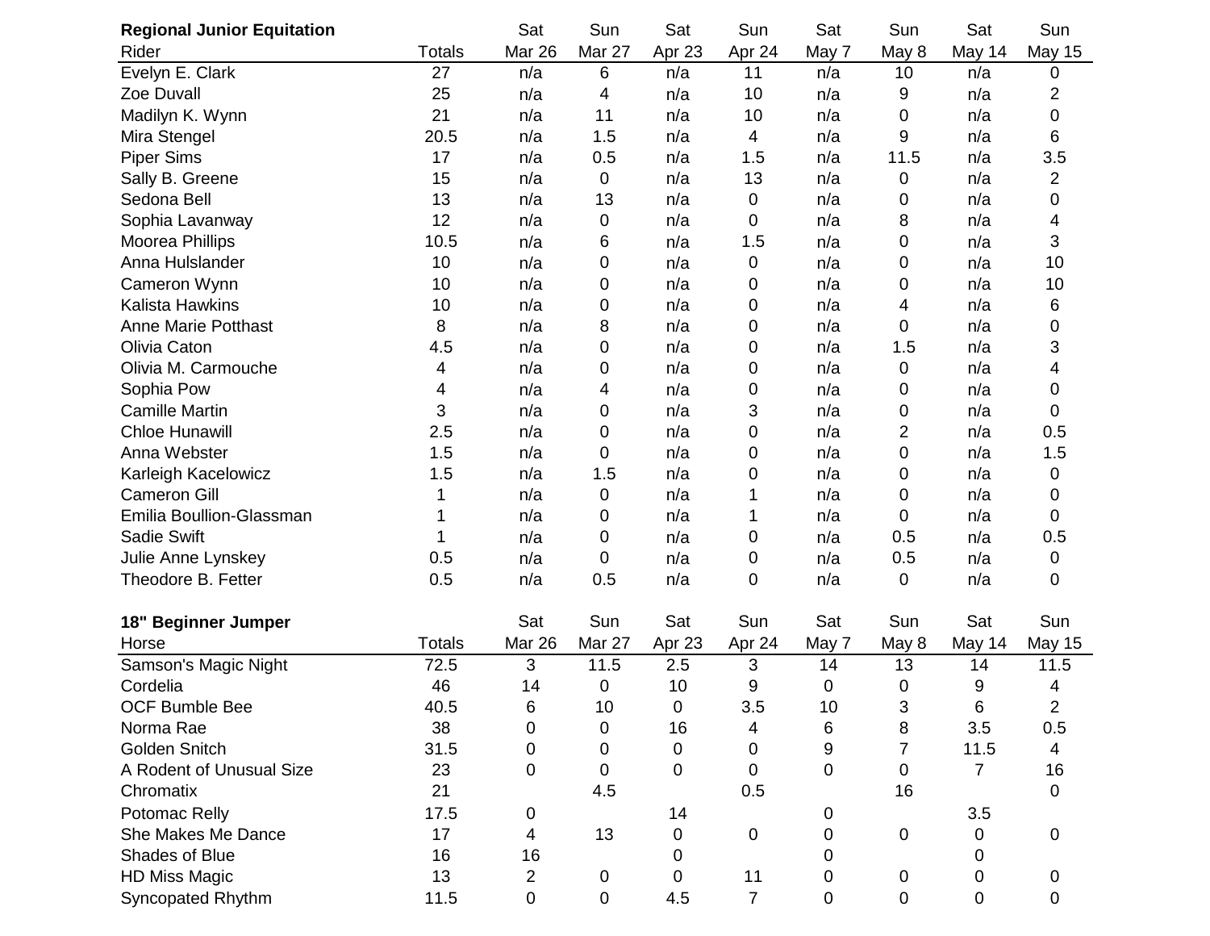| **Regional Junior Equitation** | | Sat | Sun | Sat | Sun | Sat | Sun | Sat | Sun |
|---|---|---|---|---|---|---|---|---|---|
| Rider | Totals | Mar 26 | Mar 27 | Apr 23 | Apr 24 | May 7 | May 8 | May 14 | May 15 |
| Evelyn E. Clark | 27 | n/a | 6 | n/a | 11 | n/a | 10 | n/a | 0 |
| Zoe Duvall | 25 | n/a | 4 | n/a | 10 | n/a | 9 | n/a | 2 |
| Madilyn K. Wynn | 21 | n/a | 11 | n/a | 10 | n/a | 0 | n/a | 0 |
| Mira Stengel | 20.5 | n/a | 1.5 | n/a | 4 | n/a | 9 | n/a | 6 |
| Piper Sims | 17 | n/a | 0.5 | n/a | 1.5 | n/a | 11.5 | n/a | 3.5 |
| Sally B. Greene | 15 | n/a | 0 | n/a | 13 | n/a | 0 | n/a | 2 |
| Sedona Bell | 13 | n/a | 13 | n/a | 0 | n/a | 0 | n/a | 0 |
| Sophia Lavanway | 12 | n/a | 0 | n/a | 0 | n/a | 8 | n/a | 4 |
| Moorea Phillips | 10.5 | n/a | 6 | n/a | 1.5 | n/a | 0 | n/a | 3 |
| Anna Hulslander | 10 | n/a | 0 | n/a | 0 | n/a | 0 | n/a | 10 |
| Cameron Wynn | 10 | n/a | 0 | n/a | 0 | n/a | 0 | n/a | 10 |
| Kalista Hawkins | 10 | n/a | 0 | n/a | 0 | n/a | 4 | n/a | 6 |
| Anne Marie Potthast | 8 | n/a | 8 | n/a | 0 | n/a | 0 | n/a | 0 |
| Olivia Caton | 4.5 | n/a | 0 | n/a | 0 | n/a | 1.5 | n/a | 3 |
| Olivia M. Carmouche | 4 | n/a | 0 | n/a | 0 | n/a | 0 | n/a | 4 |
| Sophia Pow | 4 | n/a | 4 | n/a | 0 | n/a | 0 | n/a | 0 |
| Camille Martin | 3 | n/a | 0 | n/a | 3 | n/a | 0 | n/a | 0 |
| Chloe Hunawill | 2.5 | n/a | 0 | n/a | 0 | n/a | 2 | n/a | 0.5 |
| Anna Webster | 1.5 | n/a | 0 | n/a | 0 | n/a | 0 | n/a | 1.5 |
| Karleigh Kacelowicz | 1.5 | n/a | 1.5 | n/a | 0 | n/a | 0 | n/a | 0 |
| Cameron Gill | 1 | n/a | 0 | n/a | 1 | n/a | 0 | n/a | 0 |
| Emilia Boullion-Glassman | 1 | n/a | 0 | n/a | 1 | n/a | 0 | n/a | 0 |
| Sadie Swift | 1 | n/a | 0 | n/a | 0 | n/a | 0.5 | n/a | 0.5 |
| Julie Anne Lynskey | 0.5 | n/a | 0 | n/a | 0 | n/a | 0.5 | n/a | 0 |
| Theodore B. Fetter | 0.5 | n/a | 0.5 | n/a | 0 | n/a | 0 | n/a | 0 |

| **18" Beginner Jumper** | | Sat | Sun | Sat | Sun | Sat | Sun | Sat | Sun |
|---|---|---|---|---|---|---|---|---|---|
| Horse | Totals | Mar 26 | Mar 27 | Apr 23 | Apr 24 | May 7 | May 8 | May 14 | May 15 |
| Samson's Magic Night | 72.5 | 3 | 11.5 | 2.5 | 3 | 14 | 13 | 14 | 11.5 |
| Cordelia | 46 | 14 | 0 | 10 | 9 | 0 | 0 | 9 | 4 |
| OCF Bumble Bee | 40.5 | 6 | 10 | 0 | 3.5 | 10 | 3 | 6 | 2 |
| Norma Rae | 38 | 0 | 0 | 16 | 4 | 6 | 8 | 3.5 | 0.5 |
| Golden Snitch | 31.5 | 0 | 0 | 0 | 0 | 9 | 7 | 11.5 | 4 |
| A Rodent of Unusual Size | 23 | 0 | 0 | 0 | 0 | 0 | 0 | 7 | 16 |
| Chromatix | 21 | | 4.5 | | 0.5 | | 16 | | 0 |
| Potomac Relly | 17.5 | 0 | | 14 | | 0 | | 3.5 | |
| She Makes Me Dance | 17 | 4 | 13 | 0 | 0 | 0 | 0 | 0 | 0 |
| Shades of Blue | 16 | 16 | | 0 | | 0 | | 0 | |
| HD Miss Magic | 13 | 2 | 0 | 0 | 11 | 0 | 0 | 0 | 0 |
| Syncopated Rhythm | 11.5 | 0 | 0 | 4.5 | 7 | 0 | 0 | 0 | 0 |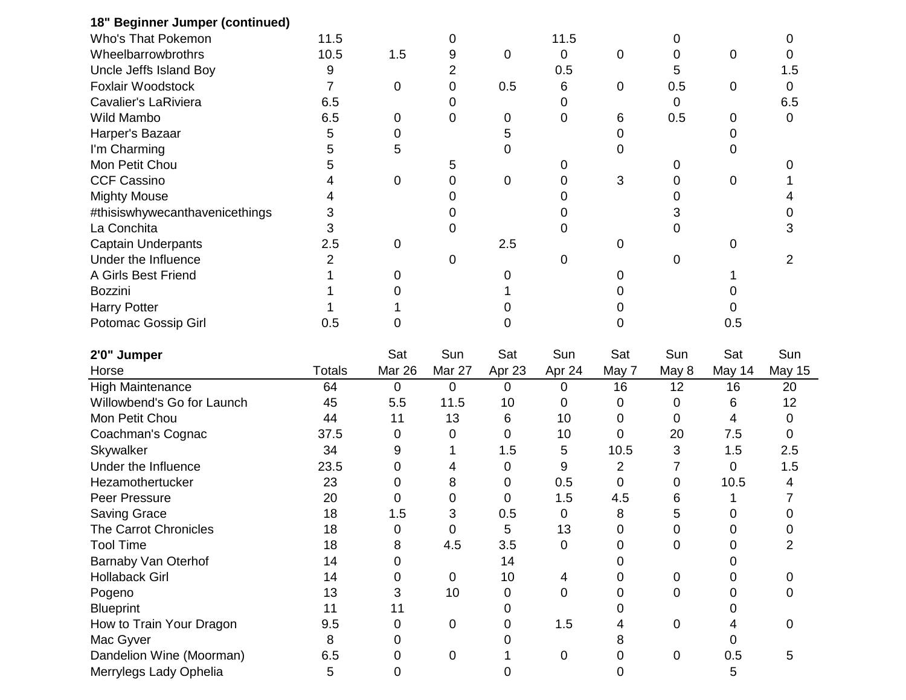**18" Beginner Jumper (continued)**

| | | | | | | | | | |
|---|---|---|---|---|---|---|---|---|---|
| Who's That Pokemon | 11.5 | | 0 | | 11.5 | | 0 | | 0 |
| Wheelbarrowbrothrs | 10.5 | 1.5 | 9 | 0 | 0 | 0 | 0 | 0 | 0 |
| Uncle Jeffs Island Boy | 9 | | 2 | | 0.5 | | 5 | | 1.5 |
| Foxlair Woodstock | 7 | 0 | 0 | 0.5 | 6 | 0 | 0.5 | 0 | 0 |
| Cavalier's LaRiviera | 6.5 | | 0 | | 0 | | 0 | | 6.5 |
| Wild Mambo | 6.5 | 0 | 0 | 0 | 0 | 6 | 0.5 | 0 | 0 |
| Harper's Bazaar | 5 | 0 | | 5 | | 0 | | 0 | |
| I'm Charming | 5 | 5 | | 0 | | 0 | | 0 | |
| Mon Petit Chou | 5 | | 5 | | 0 | | 0 | | 0 |
| CCF Cassino | 4 | 0 | 0 | 0 | 0 | 3 | 0 | 0 | 1 |
| Mighty Mouse | 4 | | 0 | | 0 | | 0 | | 4 |
| #thisiswhywecanthavenicethings | 3 | | 0 | | 0 | | 3 | | 0 |
| La Conchita | 3 | | 0 | | 0 | | 0 | | 3 |
| Captain Underpants | 2.5 | 0 | | 2.5 | | 0 | | 0 | |
| Under the Influence | 2 | | 0 | | 0 | | 0 | | 2 |
| A Girls Best Friend | 1 | 0 | | 0 | | 0 | | 1 | |
| Bozzini | 1 | 0 | | 1 | | 0 | | 0 | |
| Harry Potter | 1 | 1 | | 0 | | 0 | | 0 | |
| Potomac Gossip Girl | 0.5 | 0 | | 0 | | 0 | | 0.5 | |

**2'0" Jumper**

| Horse | Totals | Sat Mar 26 | Sun Mar 27 | Sat Apr 23 | Sun Apr 24 | Sat May 7 | Sun May 8 | Sat May 14 | Sun May 15 |
|---|---|---|---|---|---|---|---|---|---|
| High Maintenance | 64 | 0 | 0 | 0 | 0 | 16 | 12 | 16 | 20 |
| Willowbend's Go for Launch | 45 | 5.5 | 11.5 | 10 | 0 | 0 | 0 | 6 | 12 |
| Mon Petit Chou | 44 | 11 | 13 | 6 | 10 | 0 | 0 | 4 | 0 |
| Coachman's Cognac | 37.5 | 0 | 0 | 0 | 10 | 0 | 20 | 7.5 | 0 |
| Skywalker | 34 | 9 | 1 | 1.5 | 5 | 10.5 | 3 | 1.5 | 2.5 |
| Under the Influence | 23.5 | 0 | 4 | 0 | 9 | 2 | 7 | 0 | 1.5 |
| Hezamothertucker | 23 | 0 | 8 | 0 | 0.5 | 0 | 0 | 10.5 | 4 |
| Peer Pressure | 20 | 0 | 0 | 0 | 1.5 | 4.5 | 6 | 1 | 7 |
| Saving Grace | 18 | 1.5 | 3 | 0.5 | 0 | 8 | 5 | 0 | 0 |
| The Carrot Chronicles | 18 | 0 | 0 | 5 | 13 | 0 | 0 | 0 | 0 |
| Tool Time | 18 | 8 | 4.5 | 3.5 | 0 | 0 | 0 | 0 | 2 |
| Barnaby Van Oterhof | 14 | 0 | | 14 | | 0 | | 0 | |
| Hollaback Girl | 14 | 0 | 0 | 10 | 4 | 0 | 0 | 0 | 0 |
| Pogeno | 13 | 3 | 10 | 0 | 0 | 0 | 0 | 0 | 0 |
| Blueprint | 11 | 11 | | 0 | | 0 | | 0 | |
| How to Train Your Dragon | 9.5 | 0 | 0 | 0 | 1.5 | 4 | 0 | 4 | 0 |
| Mac Gyver | 8 | 0 | | 0 | | 8 | | 0 | |
| Dandelion Wine (Moorman) | 6.5 | 0 | 0 | 1 | 0 | 0 | 0 | 0.5 | 5 |
| Merrylegs Lady Ophelia | 5 | 0 | | 0 | | 0 | | 5 | |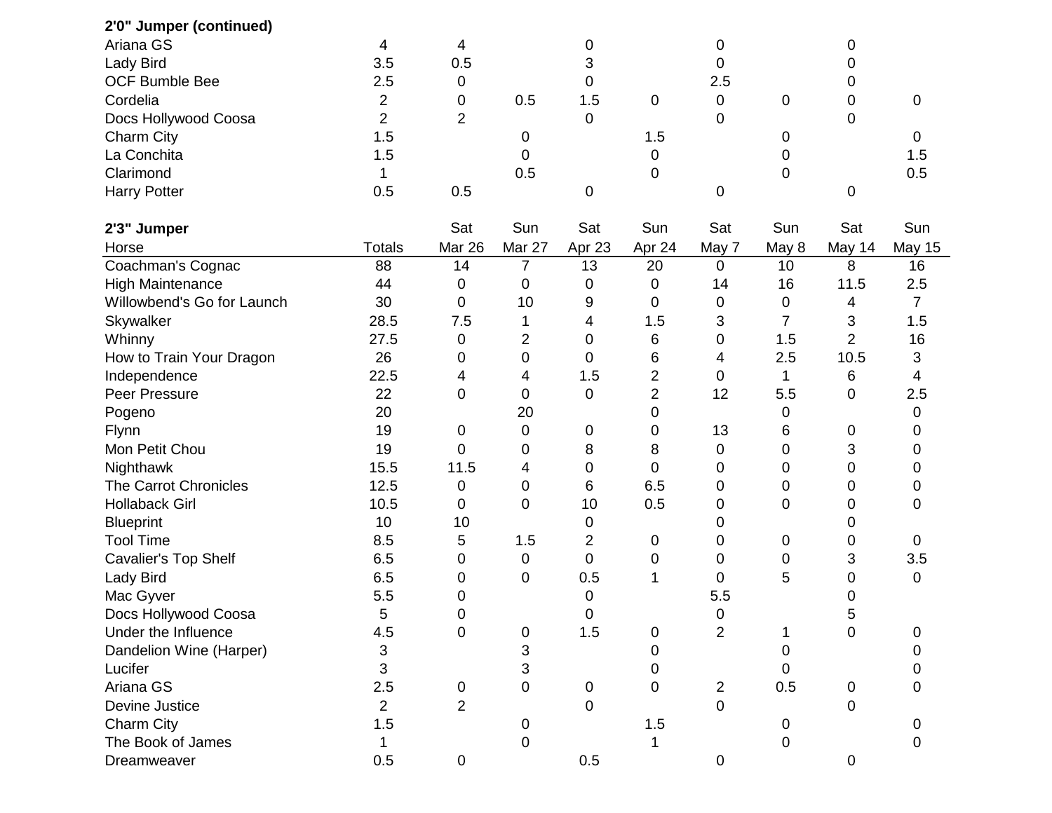**2'0" Jumper (continued)**

| | | | | | | | | | |
|---|---|---|---|---|---|---|---|---|---|
| Ariana GS | 4 | 4 | | 0 | | 0 | | 0 | |
| Lady Bird | 3.5 | 0.5 | | 3 | | 0 | | 0 | |
| OCF Bumble Bee | 2.5 | 0 | | 0 | | 2.5 | | 0 | |
| Cordelia | 2 | 0 | 0.5 | 1.5 | 0 | 0 | 0 | 0 | 0 |
| Docs Hollywood Coosa | 2 | 2 | | 0 | | 0 | | 0 | |
| Charm City | 1.5 | | 0 | | 1.5 | | 0 | | 0 |
| La Conchita | 1.5 | | 0 | | 0 | | 0 | | 1.5 |
| Clarimond | 1 | | 0.5 | | 0 | | 0 | | 0.5 |
| Harry Potter | 0.5 | 0.5 | | 0 | | 0 | | 0 | |

**2'3" Jumper**

| | | Sat | Sun | Sat | Sun | Sat | Sun | Sat | Sun |
|---|---|---|---|---|---|---|---|---|---|
| Horse | Totals | Mar 26 | Mar 27 | Apr 23 | Apr 24 | May 7 | May 8 | May 14 | May 15 |
| Coachman's Cognac | 88 | 14 | 7 | 13 | 20 | 0 | 10 | 8 | 16 |
| High Maintenance | 44 | 0 | 0 | 0 | 0 | 14 | 16 | 11.5 | 2.5 |
| Willowbend's Go for Launch | 30 | 0 | 10 | 9 | 0 | 0 | 0 | 4 | 7 |
| Skywalker | 28.5 | 7.5 | 1 | 4 | 1.5 | 3 | 7 | 3 | 1.5 |
| Whinny | 27.5 | 0 | 2 | 0 | 6 | 0 | 1.5 | 2 | 16 |
| How to Train Your Dragon | 26 | 0 | 0 | 0 | 6 | 4 | 2.5 | 10.5 | 3 |
| Independence | 22.5 | 4 | 4 | 1.5 | 2 | 0 | 1 | 6 | 4 |
| Peer Pressure | 22 | 0 | 0 | 0 | 2 | 12 | 5.5 | 0 | 2.5 |
| Pogeno | 20 | | 20 | | 0 | | 0 | | 0 |
| Flynn | 19 | 0 | 0 | 0 | 0 | 13 | 6 | 0 | 0 |
| Mon Petit Chou | 19 | 0 | 0 | 8 | 8 | 0 | 0 | 3 | 0 |
| Nighthawk | 15.5 | 11.5 | 4 | 0 | 0 | 0 | 0 | 0 | 0 |
| The Carrot Chronicles | 12.5 | 0 | 0 | 6 | 6.5 | 0 | 0 | 0 | 0 |
| Hollaback Girl | 10.5 | 0 | 0 | 10 | 0.5 | 0 | 0 | 0 | 0 |
| Blueprint | 10 | 10 | | 0 | | 0 | | 0 | |
| Tool Time | 8.5 | 5 | 1.5 | 2 | 0 | 0 | 0 | 0 | 0 |
| Cavalier's Top Shelf | 6.5 | 0 | 0 | 0 | 0 | 0 | 0 | 3 | 3.5 |
| Lady Bird | 6.5 | 0 | 0 | 0.5 | 1 | 0 | 5 | 0 | 0 |
| Mac Gyver | 5.5 | 0 | | 0 | | 5.5 | | 0 | |
| Docs Hollywood Coosa | 5 | 0 | | 0 | | 0 | | 5 | |
| Under the Influence | 4.5 | 0 | 0 | 1.5 | 0 | 2 | 1 | 0 | 0 |
| Dandelion Wine (Harper) | 3 | | 3 | | 0 | | 0 | | 0 |
| Lucifer | 3 | | 3 | | 0 | | 0 | | 0 |
| Ariana GS | 2.5 | 0 | 0 | 0 | 0 | 2 | 0.5 | 0 | 0 |
| Devine Justice | 2 | 2 | | 0 | | 0 | | 0 | |
| Charm City | 1.5 | | 0 | | 1.5 | | 0 | | 0 |
| The Book of James | 1 | | 0 | | 1 | | 0 | | 0 |
| Dreamweaver | 0.5 | 0 | | 0.5 | | 0 | | 0 | |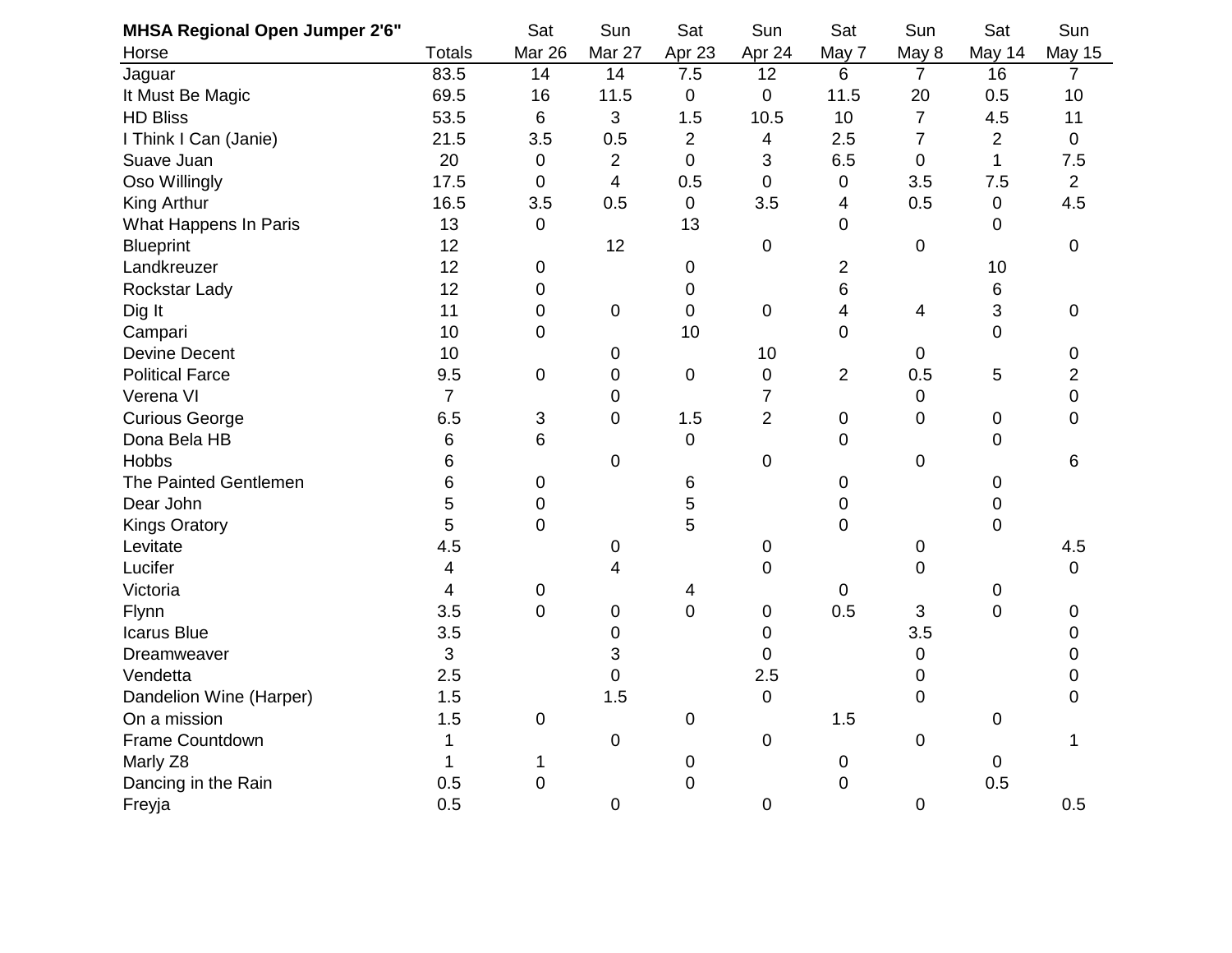| **MHSA Regional Open Jumper 2'6"** | | Sat | Sun | Sat | Sun | Sat | Sun | Sat | Sun |
|---|---|---|---|---|---|---|---|---|---|
| Horse | Totals | Mar 26 | Mar 27 | Apr 23 | Apr 24 | May 7 | May 8 | May 14 | May 15 |
| Jaguar | 83.5 | 14 | 14 | 7.5 | 12 | 6 | 7 | 16 | 7 |
| It Must Be Magic | 69.5 | 16 | 11.5 | 0 | 0 | 11.5 | 20 | 0.5 | 10 |
| HD Bliss | 53.5 | 6 | 3 | 1.5 | 10.5 | 10 | 7 | 4.5 | 11 |
| I Think I Can (Janie) | 21.5 | 3.5 | 0.5 | 2 | 4 | 2.5 | 7 | 2 | 0 |
| Suave Juan | 20 | 0 | 2 | 0 | 3 | 6.5 | 0 | 1 | 7.5 |
| Oso Willingly | 17.5 | 0 | 4 | 0.5 | 0 | 0 | 3.5 | 7.5 | 2 |
| King Arthur | 16.5 | 3.5 | 0.5 | 0 | 3.5 | 4 | 0.5 | 0 | 4.5 |
| What Happens In Paris | 13 | 0 | | 13 | | 0 | | 0 | |
| Blueprint | 12 | | 12 | | 0 | | 0 | | 0 |
| Landkreuzer | 12 | 0 | | 0 | | 2 | | 10 | |
| Rockstar Lady | 12 | 0 | | 0 | | 6 | | 6 | |
| Dig It | 11 | 0 | 0 | 0 | 0 | 4 | 4 | 3 | 0 |
| Campari | 10 | 0 | | 10 | | 0 | | 0 | |
| Devine Decent | 10 | | 0 | | 10 | | 0 | | 0 |
| Political Farce | 9.5 | 0 | 0 | 0 | 0 | 2 | 0.5 | 5 | 2 |
| Verena VI | 7 | | 0 | | 7 | | 0 | | 0 |
| Curious George | 6.5 | 3 | 0 | 1.5 | 2 | 0 | 0 | 0 | 0 |
| Dona Bela HB | 6 | 6 | | 0 | | 0 | | 0 | |
| Hobbs | 6 | | 0 | | 0 | | 0 | | 6 |
| The Painted Gentlemen | 6 | 0 | | 6 | | 0 | | 0 | |
| Dear John | 5 | 0 | | 5 | | 0 | | 0 | |
| Kings Oratory | 5 | 0 | | 5 | | 0 | | 0 | |
| Levitate | 4.5 | | 0 | | 0 | | 0 | | 4.5 |
| Lucifer | 4 | | 4 | | 0 | | 0 | | 0 |
| Victoria | 4 | 0 | | 4 | | 0 | | 0 | |
| Flynn | 3.5 | 0 | 0 | 0 | 0 | 0.5 | 3 | 0 | 0 |
| Icarus Blue | 3.5 | | 0 | | 0 | | 3.5 | | 0 |
| Dreamweaver | 3 | | 3 | | 0 | | 0 | | 0 |
| Vendetta | 2.5 | | 0 | | 2.5 | | 0 | | 0 |
| Dandelion Wine (Harper) | 1.5 | | 1.5 | | 0 | | 0 | | 0 |
| On a mission | 1.5 | 0 | | 0 | | 1.5 | | 0 | |
| Frame Countdown | 1 | | 0 | | 0 | | 0 | | 1 |
| Marly Z8 | 1 | 1 | | 0 | | 0 | | 0 | |
| Dancing in the Rain | 0.5 | 0 | | 0 | | 0 | | 0.5 | |
| Freyja | 0.5 | | 0 | | 0 | | 0 | | 0.5 |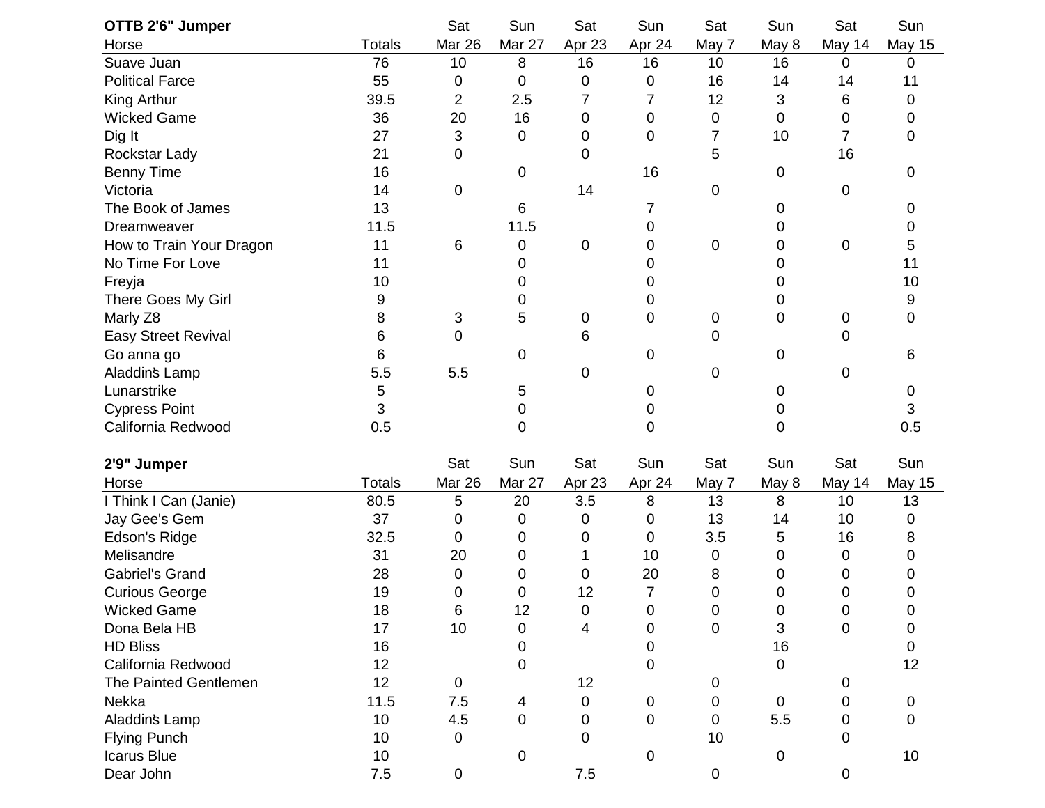**OTTB 2'6" Jumper**

| Horse | Totals | Sat Mar 26 | Sun Mar 27 | Sat Apr 23 | Sun Apr 24 | Sat May 7 | Sun May 8 | Sat May 14 | Sun May 15 |
|---|---|---|---|---|---|---|---|---|---|
| Suave Juan | 76 | 10 | 8 | 16 | 16 | 10 | 16 | 0 | 0 |
| Political Farce | 55 | 0 | 0 | 0 | 0 | 16 | 14 | 14 | 11 |
| King Arthur | 39.5 | 2 | 2.5 | 7 | 7 | 12 | 3 | 6 | 0 |
| Wicked Game | 36 | 20 | 16 | 0 | 0 | 0 | 0 | 0 | 0 |
| Dig It | 27 | 3 | 0 | 0 | 0 | 7 | 10 | 7 | 0 |
| Rockstar Lady | 21 | 0 | | 0 | | 5 | | 16 | |
| Benny Time | 16 | | 0 | | 16 | | 0 | | 0 |
| Victoria | 14 | 0 | | 14 | | 0 | | 0 | |
| The Book of James | 13 | | 6 | | 7 | | 0 | | 0 |
| Dreamweaver | 11.5 | | 11.5 | | 0 | | 0 | | 0 |
| How to Train Your Dragon | 11 | 6 | 0 | 0 | 0 | 0 | 0 | 0 | 5 |
| No Time For Love | 11 | | 0 | | 0 | | 0 | | 11 |
| Freyja | 10 | | 0 | | 0 | | 0 | | 10 |
| There Goes My Girl | 9 | | 0 | | 0 | | 0 | | 9 |
| Marly Z8 | 8 | 3 | 5 | 0 | 0 | 0 | 0 | 0 | 0 |
| Easy Street Revival | 6 | 0 | | 6 | | 0 | | 0 | |
| Go anna go | 6 | | 0 | | 0 | | 0 | | 6 |
| Aladdins Lamp | 5.5 | 5.5 | | 0 | | 0 | | 0 | |
| Lunarstrike | 5 | | 5 | | 0 | | 0 | | 0 |
| Cypress Point | 3 | | 0 | | 0 | | 0 | | 3 |
| California Redwood | 0.5 | | 0 | | 0 | | 0 | | 0.5 |

**2'9" Jumper**

| Horse | Totals | Sat Mar 26 | Sun Mar 27 | Sat Apr 23 | Sun Apr 24 | Sat May 7 | Sun May 8 | Sat May 14 | Sun May 15 |
|---|---|---|---|---|---|---|---|---|---|
| I Think I Can (Janie) | 80.5 | 5 | 20 | 3.5 | 8 | 13 | 8 | 10 | 13 |
| Jay Gee's Gem | 37 | 0 | 0 | 0 | 0 | 13 | 14 | 10 | 0 |
| Edson's Ridge | 32.5 | 0 | 0 | 0 | 0 | 3.5 | 5 | 16 | 8 |
| Melisandre | 31 | 20 | 0 | 1 | 10 | 0 | 0 | 0 | 0 |
| Gabriel's Grand | 28 | 0 | 0 | 0 | 20 | 8 | 0 | 0 | 0 |
| Curious George | 19 | 0 | 0 | 12 | 7 | 0 | 0 | 0 | 0 |
| Wicked Game | 18 | 6 | 12 | 0 | 0 | 0 | 0 | 0 | 0 |
| Dona Bela HB | 17 | 10 | 0 | 4 | 0 | 0 | 3 | 0 | 0 |
| HD Bliss | 16 | | 0 | | 0 | | 16 | | 0 |
| California Redwood | 12 | | 0 | | 0 | | 0 | | 12 |
| The Painted Gentlemen | 12 | 0 | | 12 | | 0 | | 0 | |
| Nekka | 11.5 | 7.5 | 4 | 0 | 0 | 0 | 0 | 0 | 0 |
| Aladdins Lamp | 10 | 4.5 | 0 | 0 | 0 | 0 | 5.5 | 0 | 0 |
| Flying Punch | 10 | 0 | | 0 | | 10 | | 0 | |
| Icarus Blue | 10 | | 0 | | 0 | | 0 | | 10 |
| Dear John | 7.5 | 0 | | 7.5 | | 0 | | 0 | |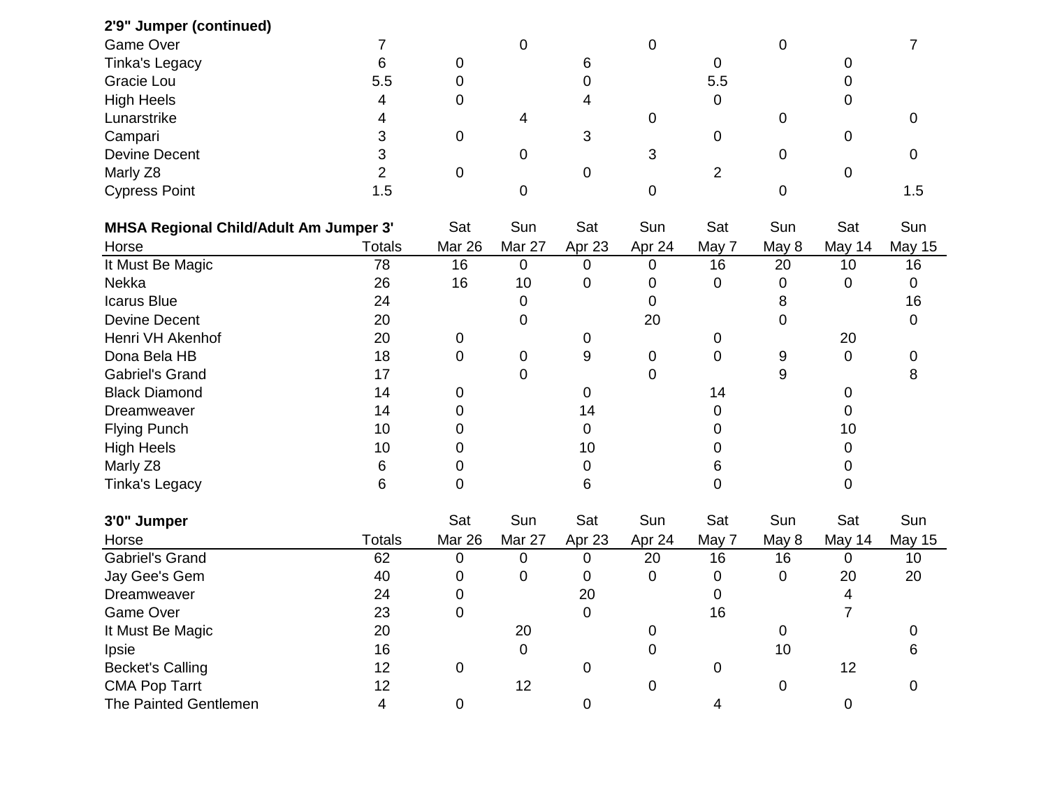| **2'9" Jumper (continued)** | | | | | | | | | |
|---|---|---|---|---|---|---|---|---|---|
| Game Over | 7 | | 0 | | 0 | | 0 | | 7 |
| Tinka's Legacy | 6 | 0 | | 6 | | 0 | | 0 | |
| Gracie Lou | 5.5 | 0 | | 0 | | 5.5 | | 0 | |
| High Heels | 4 | 0 | | 4 | | 0 | | 0 | |
| Lunarstrike | 4 | | 4 | | 0 | | 0 | | 0 |
| Campari | 3 | 0 | | 3 | | 0 | | 0 | |
| Devine Decent | 3 | | 0 | | 3 | | 0 | | 0 |
| Marly Z8 | 2 | 0 | | 0 | | 2 | | 0 | |
| Cypress Point | 1.5 | | 0 | | 0 | | 0 | | 1.5 |

| **MHSA Regional Child/Adult Am Jumper 3'** | | Sat | Sun | Sat | Sun | Sat | Sun | Sat | Sun |
|---|---|---|---|---|---|---|---|---|---|
| Horse | Totals | Mar 26 | Mar 27 | Apr 23 | Apr 24 | May 7 | May 8 | May 14 | May 15 |
| It Must Be Magic | 78 | 16 | 0 | 0 | 0 | 16 | 20 | 10 | 16 |
| Nekka | 26 | 16 | 10 | 0 | 0 | 0 | 0 | 0 | 0 |
| Icarus Blue | 24 | | 0 | | 0 | | 8 | | 16 |
| Devine Decent | 20 | | 0 | | 20 | | 0 | | 0 |
| Henri VH Akenhof | 20 | 0 | | 0 | | 0 | | 20 | |
| Dona Bela HB | 18 | 0 | 0 | 9 | 0 | 0 | 9 | 0 | 0 |
| Gabriel's Grand | 17 | | 0 | | 0 | | 9 | | 8 |
| Black Diamond | 14 | 0 | | 0 | | 14 | | 0 | |
| Dreamweaver | 14 | 0 | | 14 | | 0 | | 0 | |
| Flying Punch | 10 | 0 | | 0 | | 0 | | 10 | |
| High Heels | 10 | 0 | | 10 | | 0 | | 0 | |
| Marly Z8 | 6 | 0 | | 0 | | 6 | | 0 | |
| Tinka's Legacy | 6 | 0 | | 6 | | 0 | | 0 | |

| **3'0" Jumper** | | Sat | Sun | Sat | Sun | Sat | Sun | Sat | Sun |
|---|---|---|---|---|---|---|---|---|---|
| Horse | Totals | Mar 26 | Mar 27 | Apr 23 | Apr 24 | May 7 | May 8 | May 14 | May 15 |
| Gabriel's Grand | 62 | 0 | 0 | 0 | 20 | 16 | 16 | 0 | 10 |
| Jay Gee's Gem | 40 | 0 | 0 | 0 | 0 | 0 | 0 | 20 | 20 |
| Dreamweaver | 24 | 0 | | 20 | | 0 | | 4 | |
| Game Over | 23 | 0 | | 0 | | 16 | | 7 | |
| It Must Be Magic | 20 | | 20 | | 0 | | 0 | | 0 |
| Ipsie | 16 | | 0 | | 0 | | 10 | | 6 |
| Becket's Calling | 12 | 0 | | 0 | | 0 | | 12 | |
| CMA Pop Tarrt | 12 | | 12 | | 0 | | 0 | | 0 |
| The Painted Gentlemen | 4 | 0 | | 0 | | 4 | | 0 | |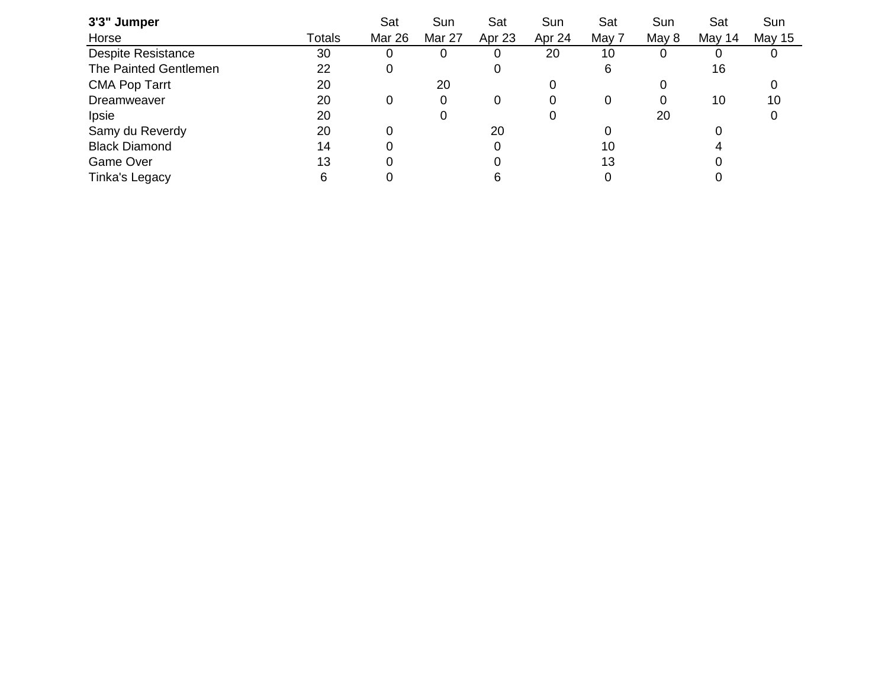| **3'3" Jumper** | | Sat | Sun | Sat | Sun | Sat | Sun | Sat | Sun |
|---|---|---|---|---|---|---|---|---|---|
| Horse | Totals | Mar 26 | Mar 27 | Apr 23 | Apr 24 | May 7 | May 8 | May 14 | May 15 |
| Despite Resistance | 30 | 0 | 0 | 0 | 20 | 10 | 0 | 0 | 0 |
| The Painted Gentlemen | 22 | 0 | | 0 | | 6 | | 16 | |
| CMA Pop Tarrt | 20 | | 20 | | 0 | | 0 | | 0 |
| Dreamweaver | 20 | 0 | 0 | 0 | 0 | 0 | 0 | 10 | 10 |
| Ipsie | 20 | | 0 | | 0 | | 20 | | 0 |
| Samy du Reverdy | 20 | 0 | | 20 | | 0 | | 0 | |
| Black Diamond | 14 | 0 | | 0 | | 10 | | 4 | |
| Game Over | 13 | 0 | | 0 | | 13 | | 0 | |
| Tinka's Legacy | 6 | 0 | | 6 | | 0 | | 0 | |